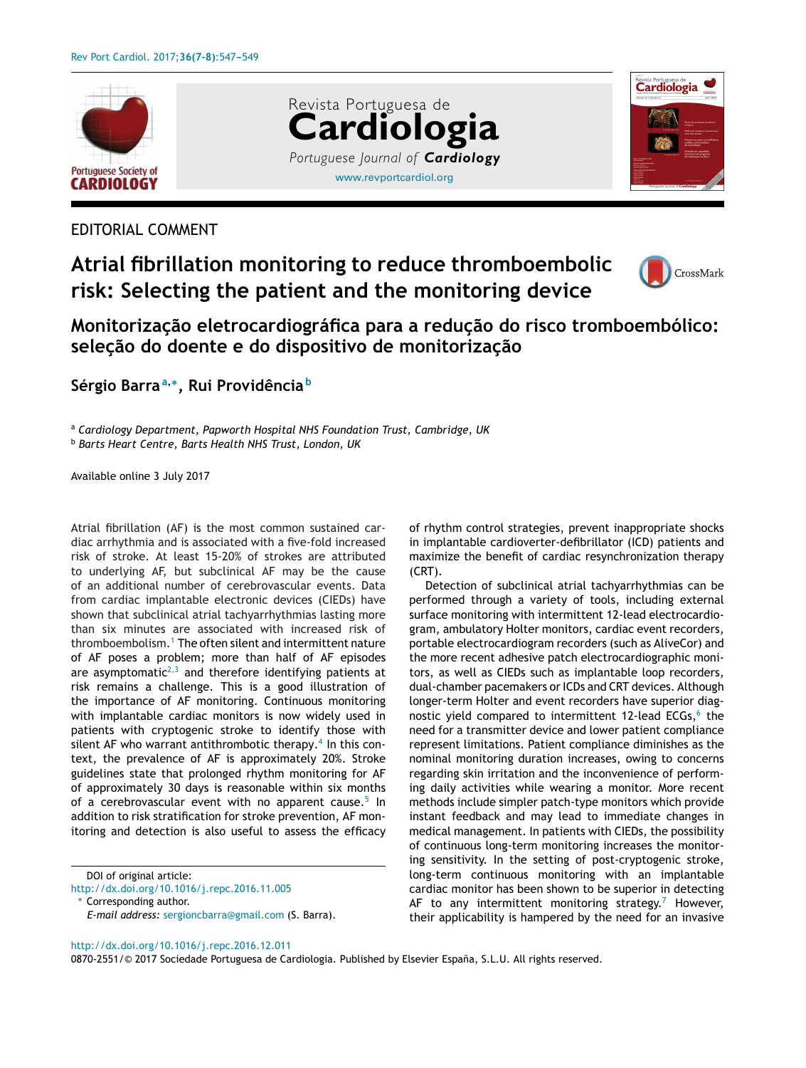EDITORIAL COMMENT

# Atrial fibrillation monitoring to reduce thromboembolic risk: Selecting the patient and the monitoring device

## Monitorização eletrocardiográfica para a redução do risco tromboembólico: seleção do doente e do dispositivo de monitorização

**Sérgio Barra**[a,*], **Rui Providência**[b]

[a] *Cardiology Department, Papworth Hospital NHS Foundation Trust, Cambridge, UK*
[b] *Barts Heart Centre, Barts Health NHS Trust, London, UK*

Available online 3 July 2017

Atrial fibrillation (AF) is the most common sustained cardiac arrhythmia and is associated with a five-fold increased risk of stroke. At least 15-20% of strokes are attributed to underlying AF, but subclinical AF may be the cause of an additional number of cerebrovascular events. Data from cardiac implantable electronic devices (CIEDs) have shown that subclinical atrial tachyarrhythmias lasting more than six minutes are associated with increased risk of thromboembolism.[1] The often silent and intermittent nature of AF poses a problem; more than half of AF episodes are asymptomatic[2,3] and therefore identifying patients at risk remains a challenge. This is a good illustration of the importance of AF monitoring. Continuous monitoring with implantable cardiac monitors is now widely used in patients with cryptogenic stroke to identify those with silent AF who warrant antithrombotic therapy.[4] In this context, the prevalence of AF is approximately 20%. Stroke guidelines state that prolonged rhythm monitoring for AF of approximately 30 days is reasonable within six months of a cerebrovascular event with no apparent cause.[5] In addition to risk stratification for stroke prevention, AF monitoring and detection is also useful to assess the efficacy of rhythm control strategies, prevent inappropriate shocks in implantable cardioverter-defibrillator (ICD) patients and maximize the benefit of cardiac resynchronization therapy (CRT).

Detection of subclinical atrial tachyarrhythmias can be performed through a variety of tools, including external surface monitoring with intermittent 12-lead electrocardiogram, ambulatory Holter monitors, cardiac event recorders, portable electrocardiogram recorders (such as AliveCor) and the more recent adhesive patch electrocardiographic monitors, as well as CIEDs such as implantable loop recorders, dual-chamber pacemakers or ICDs and CRT devices. Although longer-term Holter and event recorders have superior diagnostic yield compared to intermittent 12-lead ECGs,[6] the need for a transmitter device and lower patient compliance represent limitations. Patient compliance diminishes as the nominal monitoring duration increases, owing to concerns regarding skin irritation and the inconvenience of performing daily activities while wearing a monitor. More recent methods include simpler patch-type monitors which provide instant feedback and may lead to immediate changes in medical management. In patients with CIEDs, the possibility of continuous long-term monitoring increases the monitoring sensitivity. In the setting of post-cryptogenic stroke, long-term continuous monitoring with an implantable cardiac monitor has been shown to be superior in detecting AF to any intermittent monitoring strategy.[7] However, their applicability is hampered by the need for an invasive

DOI of original article: http://dx.doi.org/10.1016/j.repc.2016.11.005
* Corresponding author.
*E-mail address:* sergioncbarra@gmail.com (S. Barra).

http://dx.doi.org/10.1016/j.repc.2016.12.011
0870-2551/© 2017 Sociedade Portuguesa de Cardiologia. Published by Elsevier España, S.L.U. All rights reserved.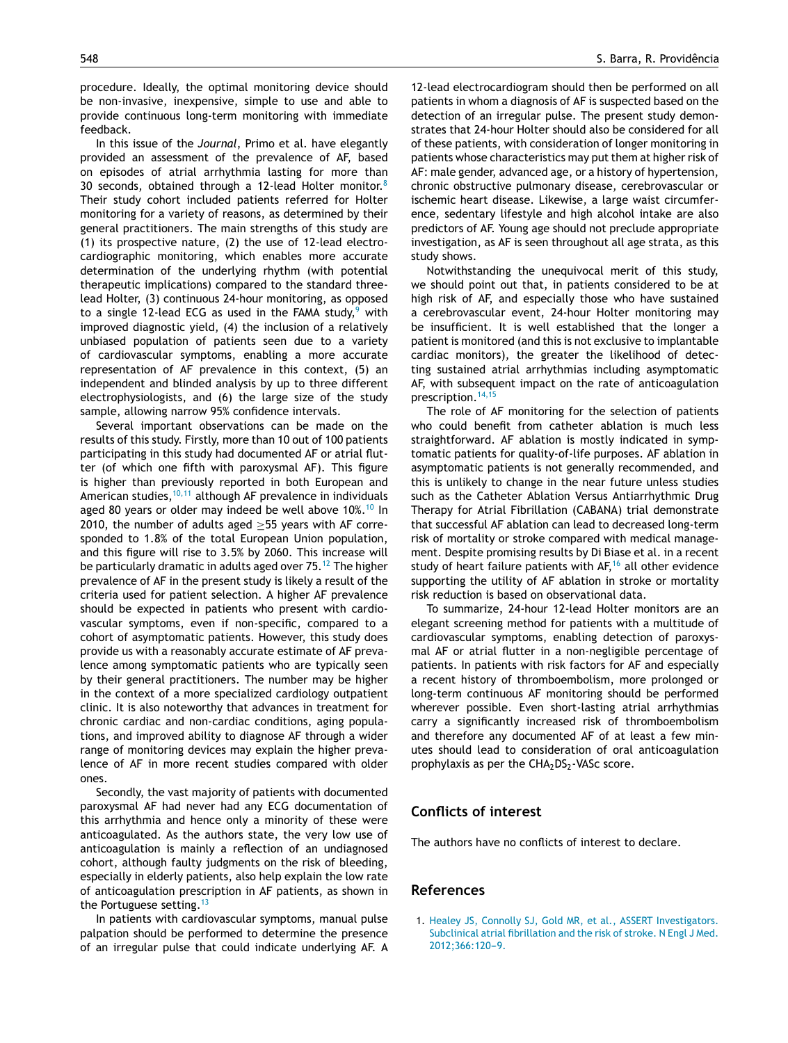procedure. Ideally, the optimal monitoring device should be non-invasive, inexpensive, simple to use and able to provide continuous long-term monitoring with immediate feedback.

In this issue of the *Journal*, Primo et al. have elegantly provided an assessment of the prevalence of AF, based on episodes of atrial arrhythmia lasting for more than 30 seconds, obtained through a 12-lead Holter monitor.[8] Their study cohort included patients referred for Holter monitoring for a variety of reasons, as determined by their general practitioners. The main strengths of this study are (1) its prospective nature, (2) the use of 12-lead electrocardiographic monitoring, which enables more accurate determination of the underlying rhythm (with potential therapeutic implications) compared to the standard three-lead Holter, (3) continuous 24-hour monitoring, as opposed to a single 12-lead ECG as used in the FAMA study,[9] with improved diagnostic yield, (4) the inclusion of a relatively unbiased population of patients seen due to a variety of cardiovascular symptoms, enabling a more accurate representation of AF prevalence in this context, (5) an independent and blinded analysis by up to three different electrophysiologists, and (6) the large size of the study sample, allowing narrow 95% confidence intervals.

Several important observations can be made on the results of this study. Firstly, more than 10 out of 100 patients participating in this study had documented AF or atrial flutter (of which one fifth with paroxysmal AF). This figure is higher than previously reported in both European and American studies,[10,11] although AF prevalence in individuals aged 80 years or older may indeed be well above 10%.[10] In 2010, the number of adults aged ≥55 years with AF corresponded to 1.8% of the total European Union population, and this figure will rise to 3.5% by 2060. This increase will be particularly dramatic in adults aged over 75.[12] The higher prevalence of AF in the present study is likely a result of the criteria used for patient selection. A higher AF prevalence should be expected in patients who present with cardiovascular symptoms, even if non-specific, compared to a cohort of asymptomatic patients. However, this study does provide us with a reasonably accurate estimate of AF prevalence among symptomatic patients who are typically seen by their general practitioners. The number may be higher in the context of a more specialized cardiology outpatient clinic. It is also noteworthy that advances in treatment for chronic cardiac and non-cardiac conditions, aging populations, and improved ability to diagnose AF through a wider range of monitoring devices may explain the higher prevalence of AF in more recent studies compared with older ones.

Secondly, the vast majority of patients with documented paroxysmal AF had never had any ECG documentation of this arrhythmia and hence only a minority of these were anticoagulated. As the authors state, the very low use of anticoagulation is mainly a reflection of an undiagnosed cohort, although faulty judgments on the risk of bleeding, especially in elderly patients, also help explain the low rate of anticoagulation prescription in AF patients, as shown in the Portuguese setting.[13]

In patients with cardiovascular symptoms, manual pulse palpation should be performed to determine the presence of an irregular pulse that could indicate underlying AF. A 12-lead electrocardiogram should then be performed on all patients in whom a diagnosis of AF is suspected based on the detection of an irregular pulse. The present study demonstrates that 24-hour Holter should also be considered for all of these patients, with consideration of longer monitoring in patients whose characteristics may put them at higher risk of AF: male gender, advanced age, or a history of hypertension, chronic obstructive pulmonary disease, cerebrovascular or ischemic heart disease. Likewise, a large waist circumference, sedentary lifestyle and high alcohol intake are also predictors of AF. Young age should not preclude appropriate investigation, as AF is seen throughout all age strata, as this study shows.

Notwithstanding the unequivocal merit of this study, we should point out that, in patients considered to be at high risk of AF, and especially those who have sustained a cerebrovascular event, 24-hour Holter monitoring may be insufficient. It is well established that the longer a patient is monitored (and this is not exclusive to implantable cardiac monitors), the greater the likelihood of detecting sustained atrial arrhythmias including asymptomatic AF, with subsequent impact on the rate of anticoagulation prescription.[14,15]

The role of AF monitoring for the selection of patients who could benefit from catheter ablation is much less straightforward. AF ablation is mostly indicated in symptomatic patients for quality-of-life purposes. AF ablation in asymptomatic patients is not generally recommended, and this is unlikely to change in the near future unless studies such as the Catheter Ablation Versus Antiarrhythmic Drug Therapy for Atrial Fibrillation (CABANA) trial demonstrate that successful AF ablation can lead to decreased long-term risk of mortality or stroke compared with medical management. Despite promising results by Di Biase et al. in a recent study of heart failure patients with AF,[16] all other evidence supporting the utility of AF ablation in stroke or mortality risk reduction is based on observational data.

To summarize, 24-hour 12-lead Holter monitors are an elegant screening method for patients with a multitude of cardiovascular symptoms, enabling detection of paroxysmal AF or atrial flutter in a non-negligible percentage of patients. In patients with risk factors for AF and especially a recent history of thromboembolism, more prolonged or long-term continuous AF monitoring should be performed wherever possible. Even short-lasting atrial arrhythmias carry a significantly increased risk of thromboembolism and therefore any documented AF of at least a few minutes should lead to consideration of oral anticoagulation prophylaxis as per the $CHA_2DS_2$-VASc score.

## Conflicts of interest

The authors have no conflicts of interest to declare.

## References

1. Healey JS, Connolly SJ, Gold MR, et al., ASSERT Investigators. Subclinical atrial fibrillation and the risk of stroke. N Engl J Med. 2012;366:120–9.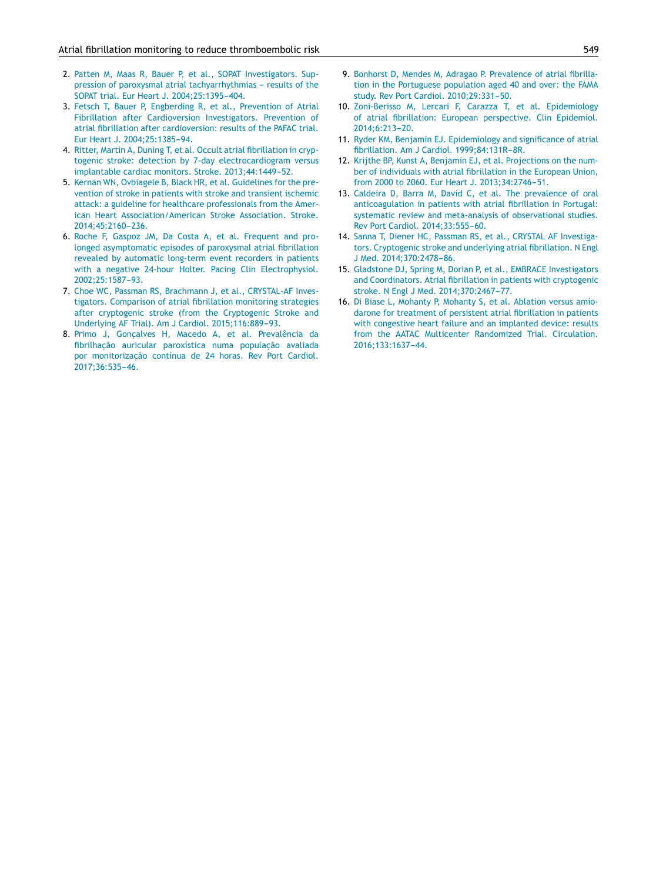2. Patten M, Maas R, Bauer P, et al., SOPAT Investigators. Suppression of paroxysmal atrial tachyarrhythmias – results of the SOPAT trial. Eur Heart J. 2004;25:1395–404.
3. Fetsch T, Bauer P, Engberding R, et al., Prevention of Atrial Fibrillation after Cardioversion Investigators. Prevention of atrial fibrillation after cardioversion: results of the PAFAC trial. Eur Heart J. 2004;25:1385–94.
4. Ritter, Martin A, Duning T, et al. Occult atrial fibrillation in cryptogenic stroke: detection by 7-day electrocardiogram versus implantable cardiac monitors. Stroke. 2013;44:1449–52.
5. Kernan WN, Ovbiagele B, Black HR, et al. Guidelines for the prevention of stroke in patients with stroke and transient ischemic attack: a guideline for healthcare professionals from the American Heart Association/American Stroke Association. Stroke. 2014;45:2160–236.
6. Roche F, Gaspoz JM, Da Costa A, et al. Frequent and prolonged asymptomatic episodes of paroxysmal atrial fibrillation revealed by automatic long-term event recorders in patients with a negative 24-hour Holter. Pacing Clin Electrophysiol. 2002;25:1587–93.
7. Choe WC, Passman RS, Brachmann J, et al., CRYSTAL-AF Investigators. Comparison of atrial fibrillation monitoring strategies after cryptogenic stroke (from the Cryptogenic Stroke and Underlying AF Trial). Am J Cardiol. 2015;116:889–93.
8. Primo J, Gonçalves H, Macedo A, et al. Prevalência da fibrilhação auricular paroxística numa população avaliada por monitorização contínua de 24 horas. Rev Port Cardiol. 2017;36:535–46.
9. Bonhorst D, Mendes M, Adragao P. Prevalence of atrial fibrillation in the Portuguese population aged 40 and over: the FAMA study. Rev Port Cardiol. 2010;29:331–50.
10. Zoni-Berisso M, Lercari F, Carazza T, et al. Epidemiology of atrial fibrillation: European perspective. Clin Epidemiol. 2014;6:213–20.
11. Ryder KM, Benjamin EJ. Epidemiology and significance of atrial fibrillation. Am J Cardiol. 1999;84:131R–8R.
12. Krijthe BP, Kunst A, Benjamin EJ, et al. Projections on the number of individuals with atrial fibrillation in the European Union, from 2000 to 2060. Eur Heart J. 2013;34:2746–51.
13. Caldeira D, Barra M, David C, et al. The prevalence of oral anticoagulation in patients with atrial fibrillation in Portugal: systematic review and meta-analysis of observational studies. Rev Port Cardiol. 2014;33:555–60.
14. Sanna T, Diener HC, Passman RS, et al., CRYSTAL AF Investigators. Cryptogenic stroke and underlying atrial fibrillation. N Engl J Med. 2014;370:2478–86.
15. Gladstone DJ, Spring M, Dorian P, et al., EMBRACE Investigators and Coordinators. Atrial fibrillation in patients with cryptogenic stroke. N Engl J Med. 2014;370:2467–77.
16. Di Biase L, Mohanty P, Mohanty S, et al. Ablation versus amiodarone for treatment of persistent atrial fibrillation in patients with congestive heart failure and an implanted device: results from the AATAC Multicenter Randomized Trial. Circulation. 2016;133:1637–44.